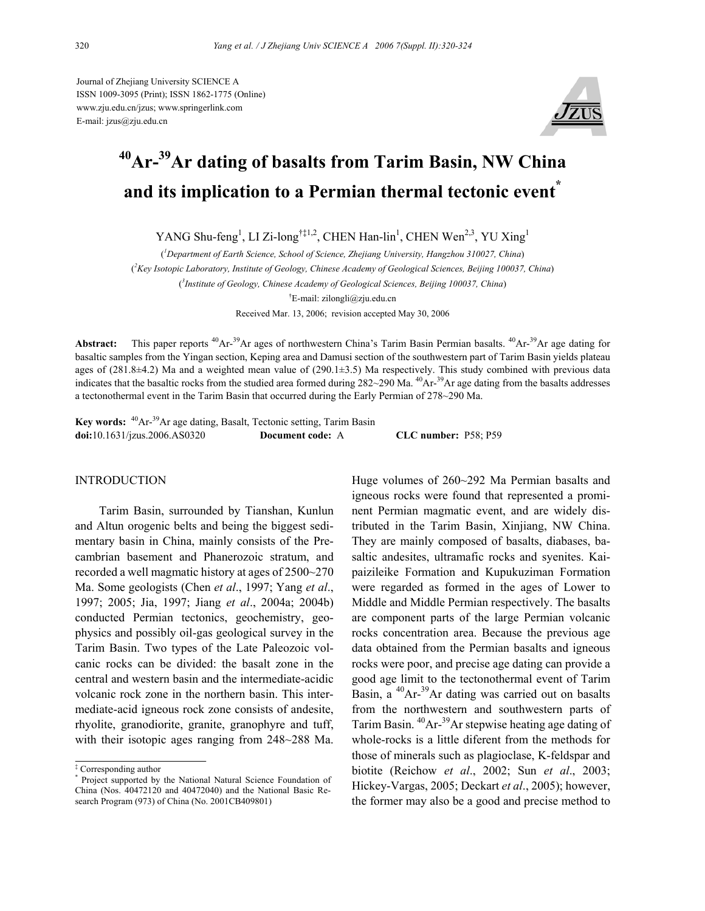Journal of Zhejiang University SCIENCE A
ISSN 1009-3095 (Print); ISSN 1862-1775 (Online)
www.zju.edu.cn/jzus; www.springerlink.com
E-mail: jzus@zju.edu.cn

# $^{40}$Ar-$^{39}$Ar dating of basalts from Tarim Basin, NW China and its implication to a Permian thermal tectonic event*

YANG Shu-feng[1], LI Zi-long[†‡1,2], CHEN Han-lin[1], CHEN Wen[2,3], YU Xing[1]

([1]Department of Earth Science, School of Science, Zhejiang University, Hangzhou 310027, China)

([2]Key Isotopic Laboratory, Institute of Geology, Chinese Academy of Geological Sciences, Beijing 100037, China)

([3]Institute of Geology, Chinese Academy of Geological Sciences, Beijing 100037, China)

[†]E-mail: zilongli@zju.edu.cn

Received Mar. 13, 2006; revision accepted May 30, 2006

**Abstract:** This paper reports $^{40}$Ar-$^{39}$Ar ages of northwestern China's Tarim Basin Permian basalts. $^{40}$Ar-$^{39}$Ar age dating for basaltic samples from the Yingan section, Keping area and Damusi section of the southwestern part of Tarim Basin yields plateau ages of (281.8±4.2) Ma and a weighted mean value of (290.1±3.5) Ma respectively. This study combined with previous data indicates that the basaltic rocks from the studied area formed during 282~290 Ma. $^{40}$Ar-$^{39}$Ar age dating from the basalts addresses a tectonothermal event in the Tarim Basin that occurred during the Early Permian of 278~290 Ma.

**Key words:** $^{40}$Ar-$^{39}$Ar age dating, Basalt, Tectonic setting, Tarim Basin

**doi:**10.1631/jzus.2006.AS0320 **Document code:** A **CLC number:** P58; P59

## INTRODUCTION

Tarim Basin, surrounded by Tianshan, Kunlun and Altun orogenic belts and being the biggest sedimentary basin in China, mainly consists of the Precambrian basement and Phanerozoic stratum, and recorded a well magmatic history at ages of 2500~270 Ma. Some geologists (Chen *et al*., 1997; Yang *et al*., 1997; 2005; Jia, 1997; Jiang *et al*., 2004a; 2004b) conducted Permian tectonics, geochemistry, geophysics and possibly oil-gas geological survey in the Tarim Basin. Two types of the Late Paleozoic volcanic rocks can be divided: the basalt zone in the central and western basin and the intermediate-acidic volcanic rock zone in the northern basin. This intermediate-acid igneous rock zone consists of andesite, rhyolite, granodiorite, granite, granophyre and tuff, with their isotopic ages ranging from 248~288 Ma. Huge volumes of 260~292 Ma Permian basalts and igneous rocks were found that represented a prominent Permian magmatic event, and are widely distributed in the Tarim Basin, Xinjiang, NW China. They are mainly composed of basalts, diabases, basaltic andesites, ultramafic rocks and syenites. Kaipaizileike Formation and Kupukuziman Formation were regarded as formed in the ages of Lower to Middle and Middle Permian respectively. The basalts are component parts of the large Permian volcanic rocks concentration area. Because the previous age data obtained from the Permian basalts and igneous rocks were poor, and precise age dating can provide a good age limit to the tectonothermal event of Tarim Basin, a $^{40}$Ar-$^{39}$Ar dating was carried out on basalts from the northwestern and southwestern parts of Tarim Basin. $^{40}$Ar-$^{39}$Ar stepwise heating age dating of whole-rocks is a little diferent from the methods for those of minerals such as plagioclase, K-feldspar and biotite (Reichow *et al*., 2002; Sun *et al*., 2003; Hickey-Vargas, 2005; Deckart *et al*., 2005); however, the former may also be a good and precise method to

‡ Corresponding author

\* Project supported by the National Natural Science Foundation of China (Nos. 40472120 and 40472040) and the National Basic Research Program (973) of China (No. 2001CB409801)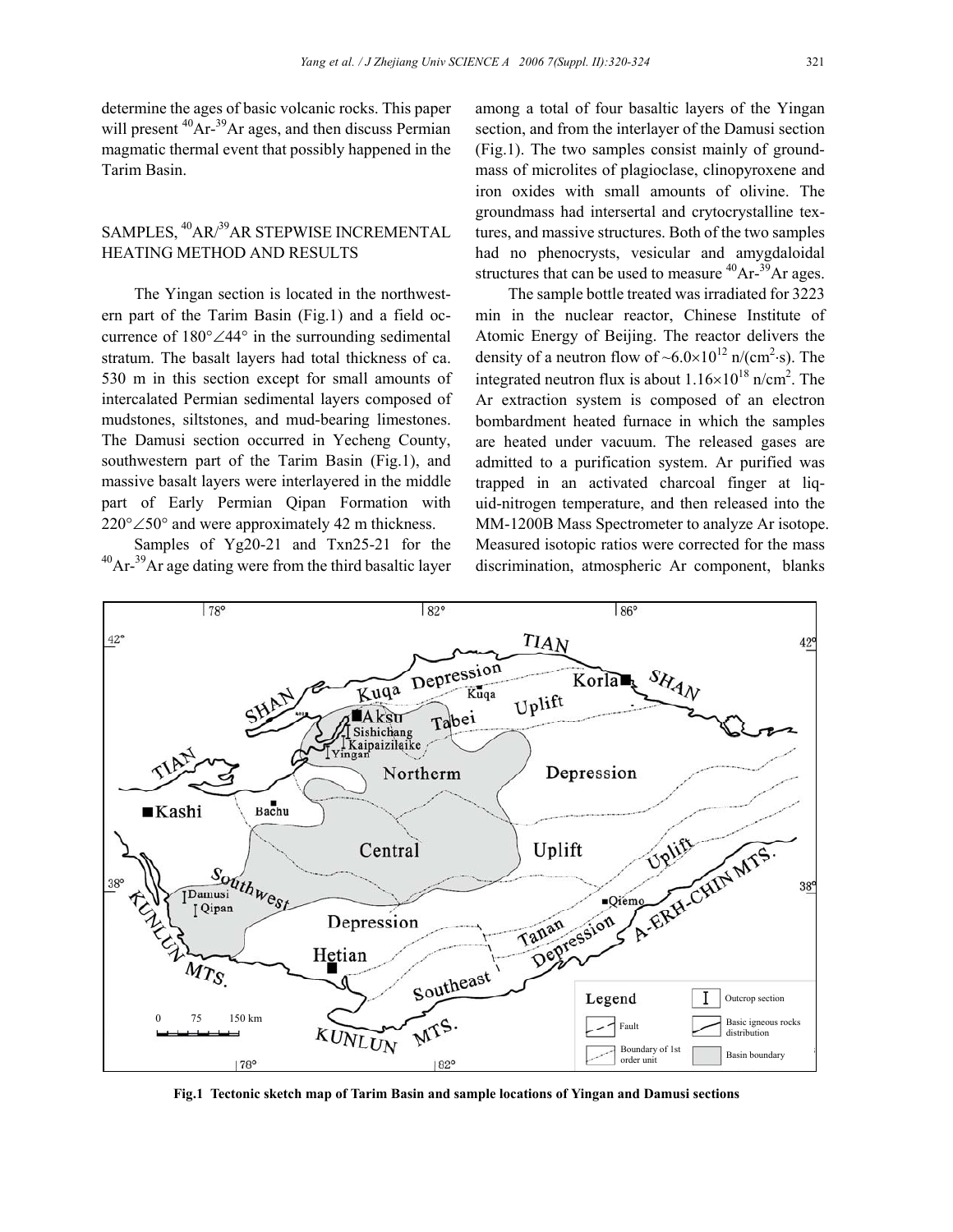determine the ages of basic volcanic rocks. This paper will present $^{40}$Ar-$^{39}$Ar ages, and then discuss Permian magmatic thermal event that possibly happened in the Tarim Basin.

## SAMPLES, $^{40}$AR/$^{39}$AR STEPWISE INCREMENTAL HEATING METHOD AND RESULTS

The Yingan section is located in the northwestern part of the Tarim Basin (Fig.1) and a field occurrence of 180°∠44° in the surrounding sedimental stratum. The basalt layers had total thickness of ca. 530 m in this section except for small amounts of intercalated Permian sedimental layers composed of mudstones, siltstones, and mud-bearing limestones. The Damusi section occurred in Yecheng County, southwestern part of the Tarim Basin (Fig.1), and massive basalt layers were interlayered in the middle part of Early Permian Qipan Formation with 220°∠50° and were approximately 42 m thickness.

Samples of Yg20-21 and Txn25-21 for the $^{40}$Ar-$^{39}$Ar age dating were from the third basaltic layer among a total of four basaltic layers of the Yingan section, and from the interlayer of the Damusi section (Fig.1). The two samples consist mainly of groundmass of microlites of plagioclase, clinopyroxene and iron oxides with small amounts of olivine. The groundmass had intersertal and crytocrystalline textures, and massive structures. Both of the two samples had no phenocrysts, vesicular and amygdaloidal structures that can be used to measure $^{40}$Ar-$^{39}$Ar ages.

The sample bottle treated was irradiated for 3223 min in the nuclear reactor, Chinese Institute of Atomic Energy of Beijing. The reactor delivers the density of a neutron flow of ~$6.0\times10^{12}$ n/(cm$^2$·s). The integrated neutron flux is about $1.16\times10^{18}$ n/cm$^2$. The Ar extraction system is composed of an electron bombardment heated furnace in which the samples are heated under vacuum. The released gases are admitted to a purification system. Ar purified was trapped in an activated charcoal finger at liquid-nitrogen temperature, and then released into the MM-1200B Mass Spectrometer to analyze Ar isotope. Measured isotopic ratios were corrected for the mass discrimination, atmospheric Ar component, blanks

**Fig.1 Tectonic sketch map of Tarim Basin and sample locations of Yingan and Damusi sections**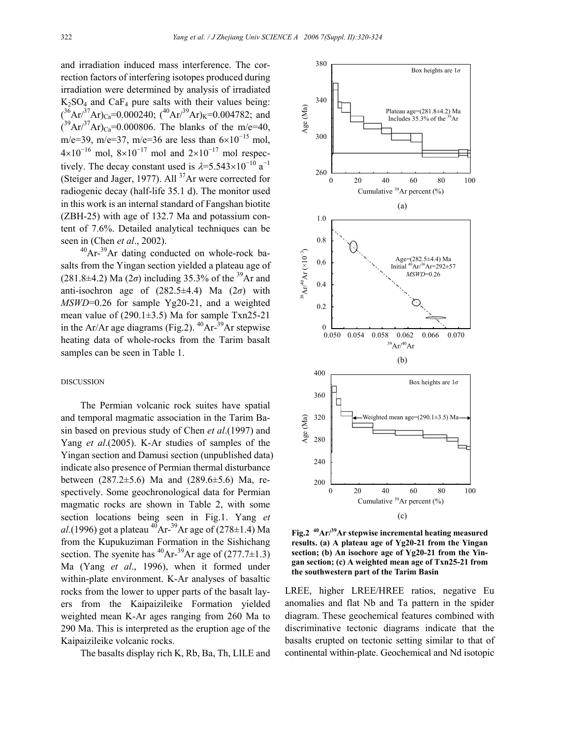and irradiation induced mass interference. The correction factors of interfering isotopes produced during irradiation were determined by analysis of irradiated $K_2SO_4$ and $CaF_4$ pure salts with their values being: $(^{36}Ar/^{37}Ar)_{Ca}$=0.000240; $(^{40}Ar/^{39}Ar)_K$=0.004782; and $(^{39}Ar/^{37}Ar)_{Ca}$=0.000806. The blanks of the m/e=40, m/e=39, m/e=37, m/e=36 are less than $6\times10^{-15}$ mol, $4\times10^{-16}$ mol, $8\times10^{-17}$ mol and $2\times10^{-17}$ mol respectively. The decay constant used is $\lambda=5.543\times10^{-10}$ $a^{-1}$ (Steiger and Jager, 1977). All $^{37}Ar$ were corrected for radiogenic decay (half-life 35.1 d). The monitor used in this work is an internal standard of Fangshan biotite (ZBH-25) with age of 132.7 Ma and potassium content of 7.6%. Detailed analytical techniques can be seen in (Chen *et al*., 2002).

$^{40}Ar$-$^{39}Ar$ dating conducted on whole-rock basalts from the Yingan section yielded a plateau age of (281.8±4.2) Ma ($2\sigma$) including 35.3% of the $^{39}Ar$ and anti-isochron age of (282.5±4.4) Ma ($2\sigma$) with *MSWD*=0.26 for sample Yg20-21, and a weighted mean value of (290.1±3.5) Ma for sample Txn25-21 in the Ar/Ar age diagrams (Fig.2). $^{40}Ar$-$^{39}Ar$ stepwise heating data of whole-rocks from the Tarim basalt samples can be seen in Table 1.

**Fig.2 $^{40}Ar/^{39}Ar$ stepwise incremental heating measured results. (a) A plateau age of Yg20-21 from the Yingan section; (b) An isochore age of Yg20-21 from the Yingan section; (c) A weighted mean age of Txn25-21 from the southwestern part of the Tarim Basin**

## DISCUSSION

The Permian volcanic rock suites have spatial and temporal magmatic association in the Tarim Basin based on previous study of Chen *et al*.(1997) and Yang *et al*.(2005). K-Ar studies of samples of the Yingan section and Damusi section (unpublished data) indicate also presence of Permian thermal disturbance between (287.2±5.6) Ma and (289.6±5.6) Ma, respectively. Some geochronological data for Permian magmatic rocks are shown in Table 2, with some section locations being seen in Fig.1. Yang *et al*.(1996) got a plateau $^{40}Ar$-$^{39}Ar$ age of (278±1.4) Ma from the Kupukuziman Formation in the Sishichang section. The syenite has $^{40}Ar$-$^{39}Ar$ age of (277.7±1.3) Ma (Yang *et al*., 1996), when it formed under within-plate environment. K-Ar analyses of basaltic rocks from the lower to upper parts of the basalt layers from the Kaipaizileike Formation yielded weighted mean K-Ar ages ranging from 260 Ma to 290 Ma. This is interpreted as the eruption age of the Kaipaizileike volcanic rocks.

The basalts display rich K, Rb, Ba, Th, LILE and LREE, higher LREE/HREE ratios, negative Eu anomalies and flat Nb and Ta pattern in the spider diagram. These geochemical features combined with discriminative tectonic diagrams indicate that the basalts erupted on tectonic setting similar to that of continental within-plate. Geochemical and Nd isotopic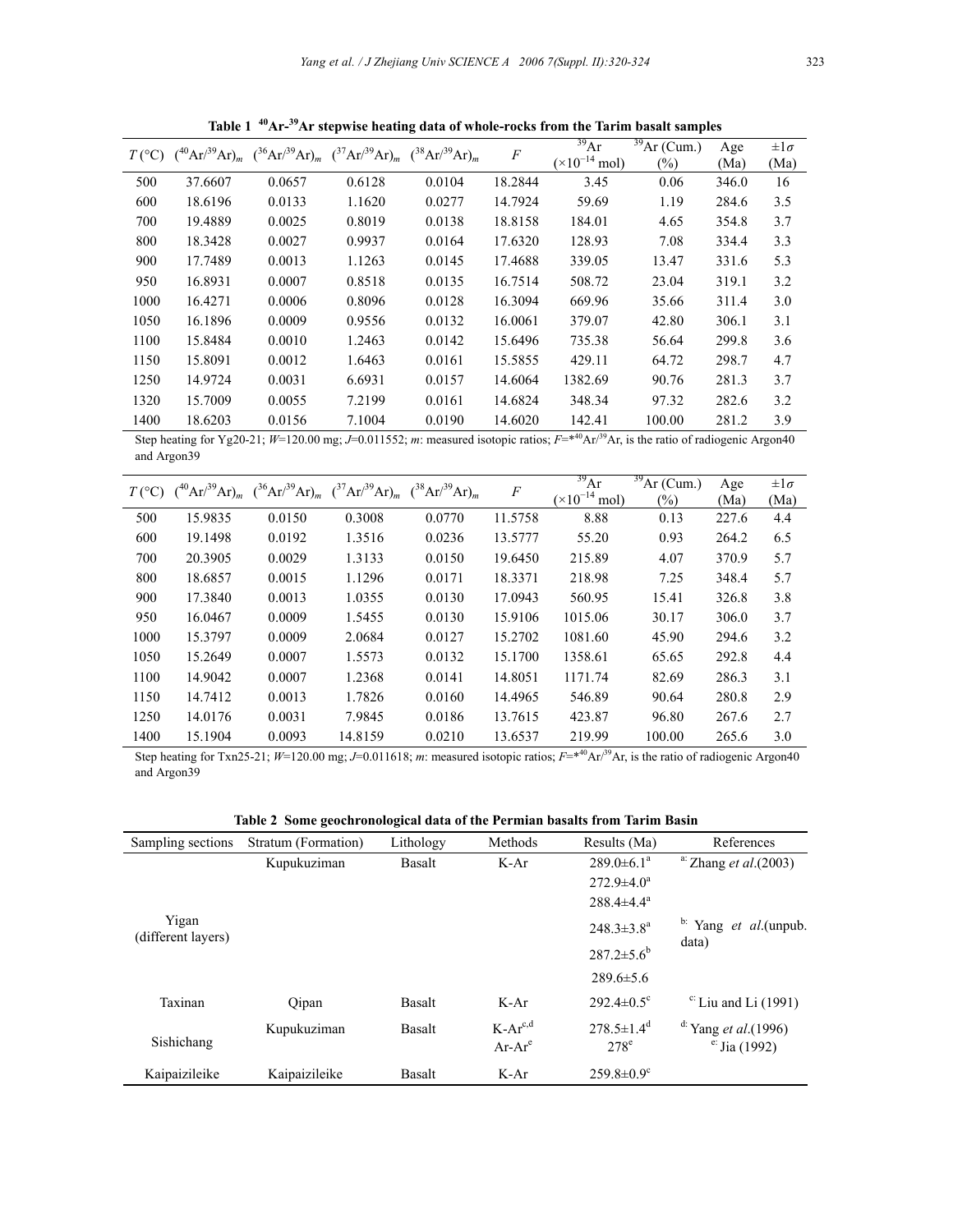**Table 1 $^{40}Ar$-$^{39}Ar$ stepwise heating data of whole-rocks from the Tarim basalt samples**

| $T$ (°C) | $(^{40}Ar/^{39}Ar)_m$ | $(^{36}Ar/^{39}Ar)_m$ | $(^{37}Ar/^{39}Ar)_m$ | $(^{38}Ar/^{39}Ar)_m$ | $F$ | $^{39}Ar$ ($\times10^{-14}$ mol) | $^{39}Ar$ (Cum.) (%) | Age (Ma) | $\pm1\sigma$ (Ma) |
|---|---|---|---|---|---|---|---|---|---|
| 500 | 37.6607 | 0.0657 | 0.6128 | 0.0104 | 18.2844 | 3.45 | 0.06 | 346.0 | 16 |
| 600 | 18.6196 | 0.0133 | 1.1620 | 0.0277 | 14.7924 | 59.69 | 1.19 | 284.6 | 3.5 |
| 700 | 19.4889 | 0.0025 | 0.8019 | 0.0138 | 18.8158 | 184.01 | 4.65 | 354.8 | 3.7 |
| 800 | 18.3428 | 0.0027 | 0.9937 | 0.0164 | 17.6320 | 128.93 | 7.08 | 334.4 | 3.3 |
| 900 | 17.7489 | 0.0013 | 1.1263 | 0.0145 | 17.4688 | 339.05 | 13.47 | 331.6 | 5.3 |
| 950 | 16.8931 | 0.0007 | 0.8518 | 0.0135 | 16.7514 | 508.72 | 23.04 | 319.1 | 3.2 |
| 1000 | 16.4271 | 0.0006 | 0.8096 | 0.0128 | 16.3094 | 669.96 | 35.66 | 311.4 | 3.0 |
| 1050 | 16.1896 | 0.0009 | 0.9556 | 0.0132 | 16.0061 | 379.07 | 42.80 | 306.1 | 3.1 |
| 1100 | 15.8484 | 0.0010 | 1.2463 | 0.0142 | 15.6496 | 735.38 | 56.64 | 299.8 | 3.6 |
| 1150 | 15.8091 | 0.0012 | 1.6463 | 0.0161 | 15.5855 | 429.11 | 64.72 | 298.7 | 4.7 |
| 1250 | 14.9724 | 0.0031 | 6.6931 | 0.0157 | 14.6064 | 1382.69 | 90.76 | 281.3 | 3.7 |
| 1320 | 15.7009 | 0.0055 | 7.2199 | 0.0161 | 14.6824 | 348.34 | 97.32 | 282.6 | 3.2 |
| 1400 | 18.6203 | 0.0156 | 7.1004 | 0.0190 | 14.6020 | 142.41 | 100.00 | 281.2 | 3.9 |

Step heating for Yg20-21; $W$=120.00 mg; $J$=0.011552; $m$: measured isotopic ratios; $F$=$^{*40}Ar/^{39}Ar$, is the ratio of radiogenic Argon40 and Argon39

| $T$ (°C) | $(^{40}Ar/^{39}Ar)_m$ | $(^{36}Ar/^{39}Ar)_m$ | $(^{37}Ar/^{39}Ar)_m$ | $(^{38}Ar/^{39}Ar)_m$ | $F$ | $^{39}Ar$ ($\times10^{-14}$ mol) | $^{39}Ar$ (Cum.) (%) | Age (Ma) | $\pm1\sigma$ (Ma) |
|---|---|---|---|---|---|---|---|---|---|
| 500 | 15.9835 | 0.0150 | 0.3008 | 0.0770 | 11.5758 | 8.88 | 0.13 | 227.6 | 4.4 |
| 600 | 19.1498 | 0.0192 | 1.3516 | 0.0236 | 13.5777 | 55.20 | 0.93 | 264.2 | 6.5 |
| 700 | 20.3905 | 0.0029 | 1.3133 | 0.0150 | 19.6450 | 215.89 | 4.07 | 370.9 | 5.7 |
| 800 | 18.6857 | 0.0015 | 1.1296 | 0.0171 | 18.3371 | 218.98 | 7.25 | 348.4 | 5.7 |
| 900 | 17.3840 | 0.0013 | 1.0355 | 0.0130 | 17.0943 | 560.95 | 15.41 | 326.8 | 3.8 |
| 950 | 16.0467 | 0.0009 | 1.5455 | 0.0130 | 15.9106 | 1015.06 | 30.17 | 306.0 | 3.7 |
| 1000 | 15.3797 | 0.0009 | 2.0684 | 0.0127 | 15.2702 | 1081.60 | 45.90 | 294.6 | 3.2 |
| 1050 | 15.2649 | 0.0007 | 1.5573 | 0.0132 | 15.1700 | 1358.61 | 65.65 | 292.8 | 4.4 |
| 1100 | 14.9042 | 0.0007 | 1.2368 | 0.0141 | 14.8051 | 1171.74 | 82.69 | 286.3 | 3.1 |
| 1150 | 14.7412 | 0.0013 | 1.7826 | 0.0160 | 14.4965 | 546.89 | 90.64 | 280.8 | 2.9 |
| 1250 | 14.0176 | 0.0031 | 7.9845 | 0.0186 | 13.7615 | 423.87 | 96.80 | 267.6 | 2.7 |
| 1400 | 15.1904 | 0.0093 | 14.8159 | 0.0210 | 13.6537 | 219.99 | 100.00 | 265.6 | 3.0 |

Step heating for Txn25-21; $W$=120.00 mg; $J$=0.011618; $m$: measured isotopic ratios; $F$=$^{*40}Ar/^{39}Ar$, is the ratio of radiogenic Argon40 and Argon39

**Table 2 Some geochronological data of the Permian basalts from Tarim Basin**

| Sampling sections | Stratum (Formation) | Lithology | Methods | Results (Ma) | References |
|---|---|---|---|---|---|
| Yigan (different layers) | Kupukuziman | Basalt | K-Ar | 289.0±6.1[a] | [a:] Zhang *et al*.(2003) |
| | | | | 272.9±4.0[a] | |
| | | | | 288.4±4.4[a] | |
| | | | | 248.3±3.8[a] | [b:] Yang *et al*.(unpub. data) |
| | | | | 287.2±5.6[b] | |
| | | | | 289.6±5.6 | |
| Taxinan | Qipan | Basalt | K-Ar | 292.4±0.5[c] | [c:] Liu and Li (1991) |
| Sishichang | Kupukuziman | Basalt | K-Ar[c,d] | 278.5±1.4[d] | [d:] Yang *et al*.(1996) |
| | | | Ar-Ar[e] | 278[e] | [e:] Jia (1992) |
| Kaipaizileike | Kaipaizileike | Basalt | K-Ar | 259.8±0.9[c] | |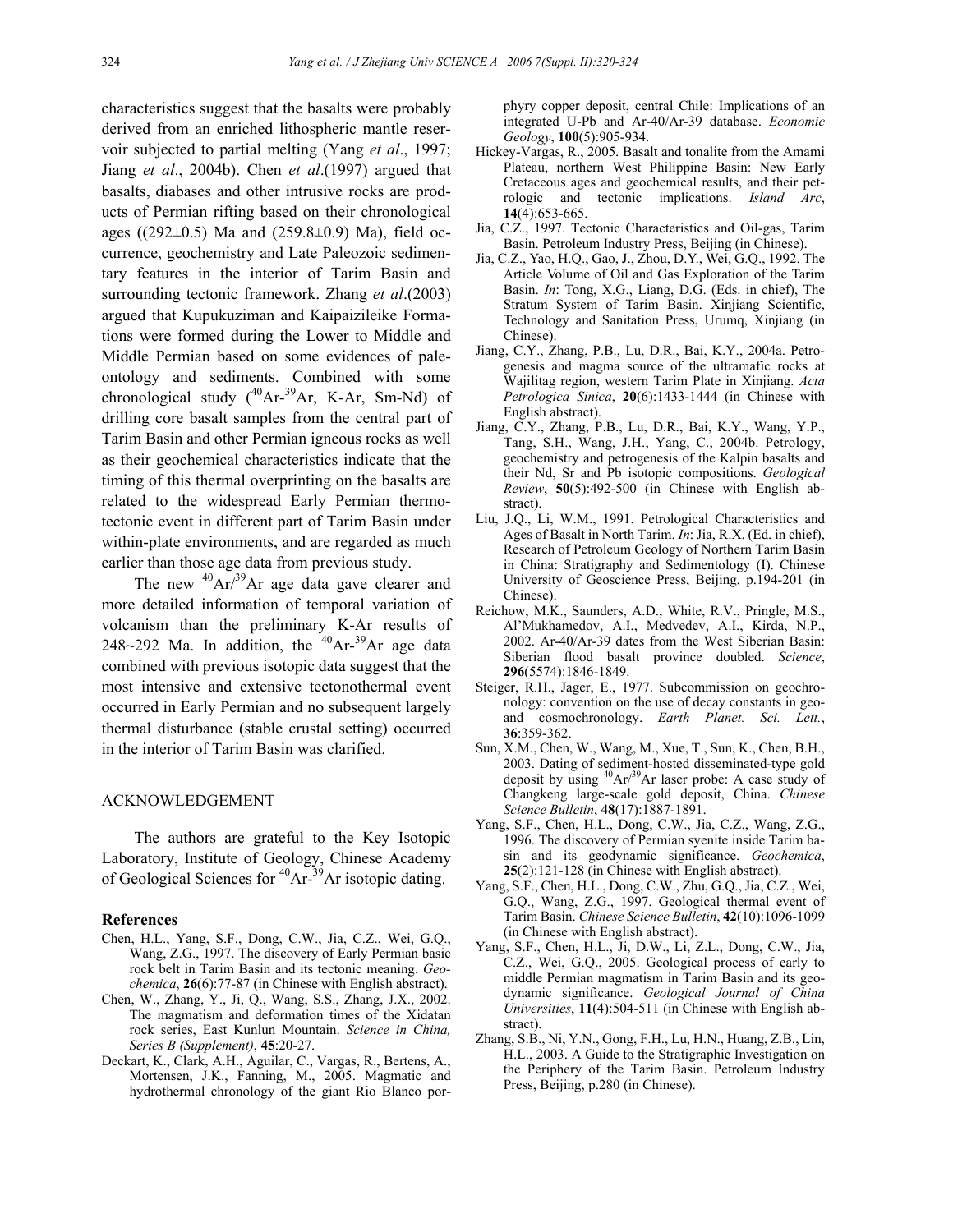characteristics suggest that the basalts were probably derived from an enriched lithospheric mantle reservoir subjected to partial melting (Yang *et al*., 1997; Jiang *et al*., 2004b). Chen *et al*.(1997) argued that basalts, diabases and other intrusive rocks are products of Permian rifting based on their chronological ages ((292±0.5) Ma and (259.8±0.9) Ma), field occurrence, geochemistry and Late Paleozoic sedimentary features in the interior of Tarim Basin and surrounding tectonic framework. Zhang *et al*.(2003) argued that Kupukuziman and Kaipaizileike Formations were formed during the Lower to Middle and Middle Permian based on some evidences of paleontology and sediments. Combined with some chronological study ($^{40}$Ar-$^{39}$Ar, K-Ar, Sm-Nd) of drilling core basalt samples from the central part of Tarim Basin and other Permian igneous rocks as well as their geochemical characteristics indicate that the timing of this thermal overprinting on the basalts are related to the widespread Early Permian thermo-tectonic event in different part of Tarim Basin under within-plate environments, and are regarded as much earlier than those age data from previous study.

The new $^{40}$Ar/$^{39}$Ar age data gave clearer and more detailed information of temporal variation of volcanism than the preliminary K-Ar results of 248~292 Ma. In addition, the $^{40}$Ar-$^{39}$Ar age data combined with previous isotopic data suggest that the most intensive and extensive tectonothermal event occurred in Early Permian and no subsequent largely thermal disturbance (stable crustal setting) occurred in the interior of Tarim Basin was clarified.

## ACKNOWLEDGEMENT

The authors are grateful to the Key Isotopic Laboratory, Institute of Geology, Chinese Academy of Geological Sciences for $^{40}$Ar-$^{39}$Ar isotopic dating.

## References

Chen, H.L., Yang, S.F., Dong, C.W., Jia, C.Z., Wei, G.Q., Wang, Z.G., 1997. The discovery of Early Permian basic rock belt in Tarim Basin and its tectonic meaning. *Geochemica*, **26**(6):77-87 (in Chinese with English abstract).

Chen, W., Zhang, Y., Ji, Q., Wang, S.S., Zhang, J.X., 2002. The magmatism and deformation times of the Xidatan rock series, East Kunlun Mountain. *Science in China, Series B (Supplement)*, **45**:20-27.

Deckart, K., Clark, A.H., Aguilar, C., Vargas, R., Bertens, A., Mortensen, J.K., Fanning, M., 2005. Magmatic and hydrothermal chronology of the giant Rio Blanco porphyry copper deposit, central Chile: Implications of an integrated U-Pb and Ar-40/Ar-39 database. *Economic Geology*, **100**(5):905-934.

Hickey-Vargas, R., 2005. Basalt and tonalite from the Amami Plateau, northern West Philippine Basin: New Early Cretaceous ages and geochemical results, and their petrologic and tectonic implications. *Island Arc*, **14**(4):653-665.

Jia, C.Z., 1997. Tectonic Characteristics and Oil-gas, Tarim Basin. Petroleum Industry Press, Beijing (in Chinese).

Jia, C.Z., Yao, H.Q., Gao, J., Zhou, D.Y., Wei, G.Q., 1992. The Article Volume of Oil and Gas Exploration of the Tarim Basin. *In*: Tong, X.G., Liang, D.G. (Eds. in chief), The Stratum System of Tarim Basin. Xinjiang Scientific, Technology and Sanitation Press, Urumq, Xinjiang (in Chinese).

Jiang, C.Y., Zhang, P.B., Lu, D.R., Bai, K.Y., 2004a. Petrogenesis and magma source of the ultramafic rocks at Wajilitag region, western Tarim Plate in Xinjiang. *Acta Petrologica Sinica*, **20**(6):1433-1444 (in Chinese with English abstract).

Jiang, C.Y., Zhang, P.B., Lu, D.R., Bai, K.Y., Wang, Y.P., Tang, S.H., Wang, J.H., Yang, C., 2004b. Petrology, geochemistry and petrogenesis of the Kalpin basalts and their Nd, Sr and Pb isotopic compositions. *Geological Review*, **50**(5):492-500 (in Chinese with English abstract).

Liu, J.Q., Li, W.M., 1991. Petrological Characteristics and Ages of Basalt in North Tarim. *In*: Jia, R.X. (Ed. in chief), Research of Petroleum Geology of Northern Tarim Basin in China: Stratigraphy and Sedimentology (I). Chinese University of Geoscience Press, Beijing, p.194-201 (in Chinese).

Reichow, M.K., Saunders, A.D., White, R.V., Pringle, M.S., Al'Mukhamedov, A.I., Medvedev, A.I., Kirda, N.P., 2002. Ar-40/Ar-39 dates from the West Siberian Basin: Siberian flood basalt province doubled. *Science*, **296**(5574):1846-1849.

Steiger, R.H., Jager, E., 1977. Subcommission on geochronology: convention on the use of decay constants in geo- and cosmochronology. *Earth Planet. Sci. Lett.*, **36**:359-362.

Sun, X.M., Chen, W., Wang, M., Xue, T., Sun, K., Chen, B.H., 2003. Dating of sediment-hosted disseminated-type gold deposit by using $^{40}$Ar/$^{39}$Ar laser probe: A case study of Changkeng large-scale gold deposit, China. *Chinese Science Bulletin*, **48**(17):1887-1891.

Yang, S.F., Chen, H.L., Dong, C.W., Jia, C.Z., Wang, Z.G., 1996. The discovery of Permian syenite inside Tarim basin and its geodynamic significance. *Geochemica*, **25**(2):121-128 (in Chinese with English abstract).

Yang, S.F., Chen, H.L., Dong, C.W., Zhu, G.Q., Jia, C.Z., Wei, G.Q., Wang, Z.G., 1997. Geological thermal event of Tarim Basin. *Chinese Science Bulletin*, **42**(10):1096-1099 (in Chinese with English abstract).

Yang, S.F., Chen, H.L., Ji, D.W., Li, Z.L., Dong, C.W., Jia, C.Z., Wei, G.Q., 2005. Geological process of early to middle Permian magmatism in Tarim Basin and its geodynamic significance. *Geological Journal of China Universities*, **11**(4):504-511 (in Chinese with English abstract).

Zhang, S.B., Ni, Y.N., Gong, F.H., Lu, H.N., Huang, Z.B., Lin, H.L., 2003. A Guide to the Stratigraphic Investigation on the Periphery of the Tarim Basin. Petroleum Industry Press, Beijing, p.280 (in Chinese).